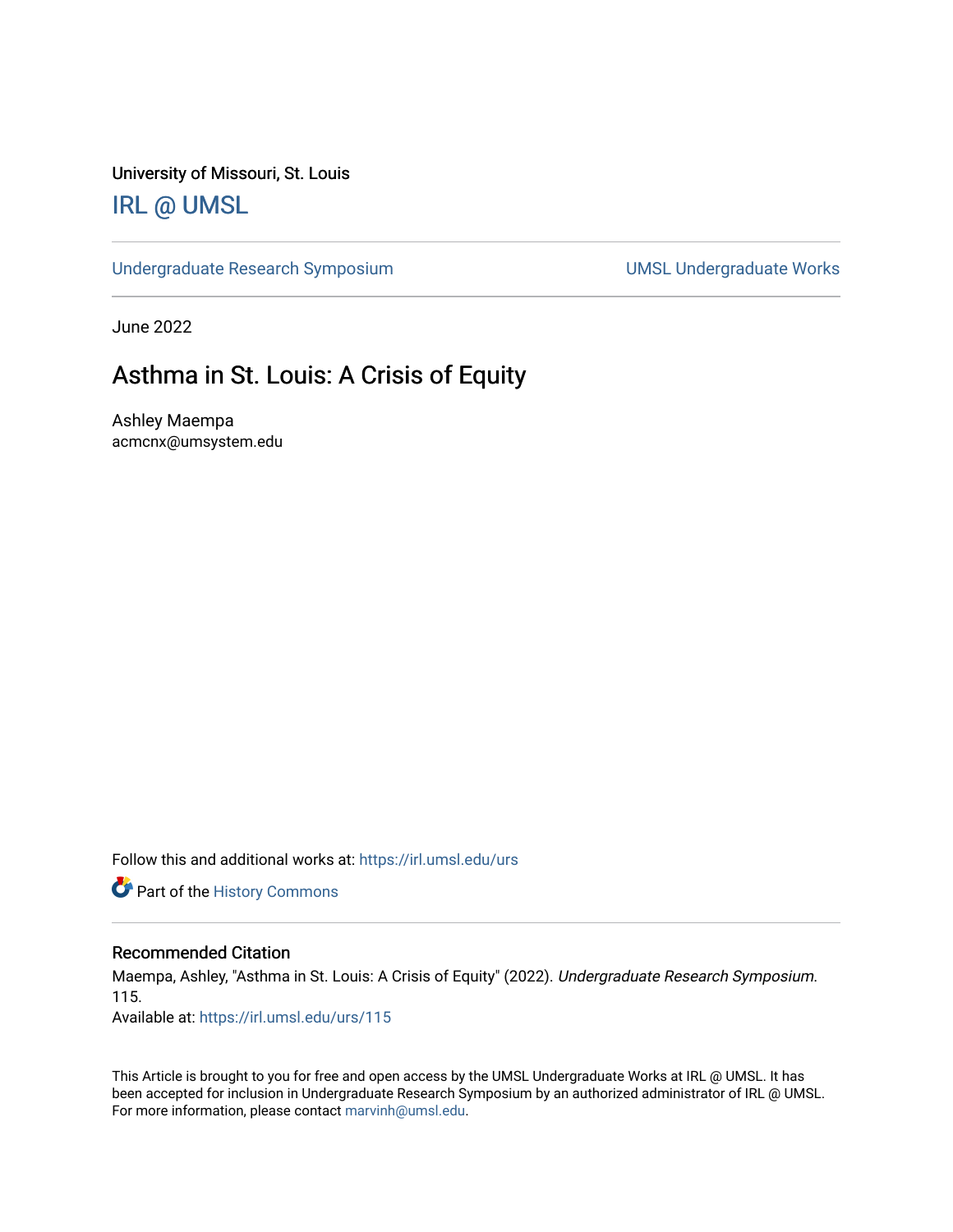University of Missouri, St. Louis

# IRL @ UMSL

Undergraduate Research Symposium | UMSL Undergraduate Works

June 2022

## Asthma in St. Louis: A Crisis of Equity

Ashley Maempa
acmcnx@umsystem.edu

Follow this and additional works at: https://irl.umsl.edu/urs

Part of the History Commons

### Recommended Citation

Maempa, Ashley, "Asthma in St. Louis: A Crisis of Equity" (2022). *Undergraduate Research Symposium.* 115.
Available at: https://irl.umsl.edu/urs/115

This Article is brought to you for free and open access by the UMSL Undergraduate Works at IRL @ UMSL. It has been accepted for inclusion in Undergraduate Research Symposium by an authorized administrator of IRL @ UMSL. For more information, please contact marvinh@umsl.edu.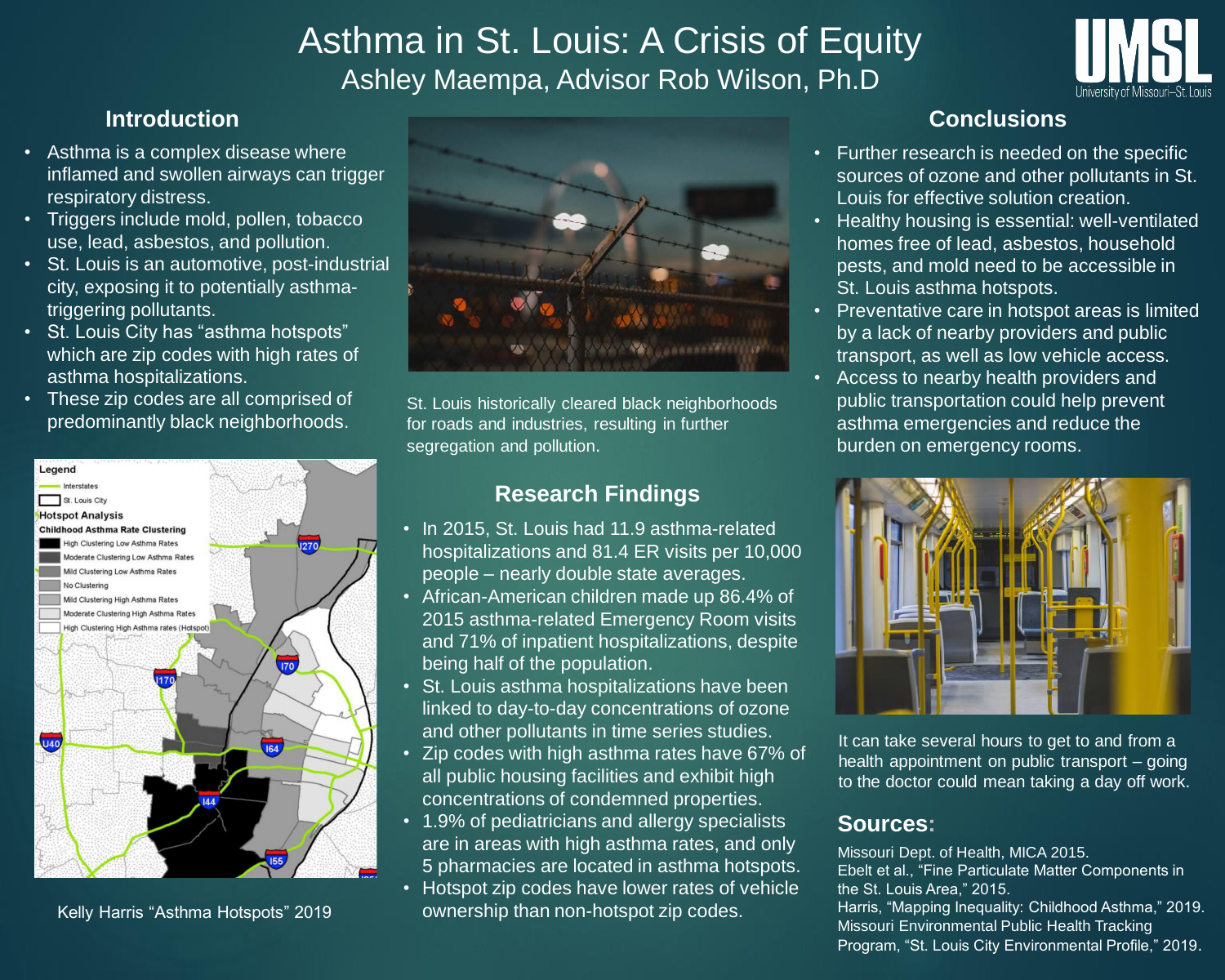# Asthma in St. Louis: A Crisis of Equity

Ashley Maempa, Advisor Rob Wilson, Ph.D

UMSL
University of Missouri–St. Louis

## Introduction

- Asthma is a complex disease where inflamed and swollen airways can trigger respiratory distress.
- Triggers include mold, pollen, tobacco use, lead, asbestos, and pollution.
- St. Louis is an automotive, post-industrial city, exposing it to potentially asthma-triggering pollutants.
- St. Louis City has "asthma hotspots" which are zip codes with high rates of asthma hospitalizations.
- These zip codes are all comprised of predominantly black neighborhoods.

Legend
Interstates
St. Louis City
Hotspot Analysis
Childhood Asthma Rate Clustering
High Clustering Low Asthma Rates
Moderate Clustering Low Asthma Rates
Mild Clustering Low Asthma Rates
No Clustering
Mild Clustering High Asthma Rates
Moderate Clustering High Asthma Rates
High Clustering High Asthma rates (Hotspot)

I270
I70
I170
U40
I64
I44
I55

Kelly Harris "Asthma Hotspots" 2019

St. Louis historically cleared black neighborhoods for roads and industries, resulting in further segregation and pollution.

## Research Findings

- In 2015, St. Louis had 11.9 asthma-related hospitalizations and 81.4 ER visits per 10,000 people – nearly double state averages.
- African-American children made up 86.4% of 2015 asthma-related Emergency Room visits and 71% of inpatient hospitalizations, despite being half of the population.
- St. Louis asthma hospitalizations have been linked to day-to-day concentrations of ozone and other pollutants in time series studies.
- Zip codes with high asthma rates have 67% of all public housing facilities and exhibit high concentrations of condemned properties.
- 1.9% of pediatricians and allergy specialists are in areas with high asthma rates, and only 5 pharmacies are located in asthma hotspots.
- Hotspot zip codes have lower rates of vehicle ownership than non-hotspot zip codes.

## Conclusions

- Further research is needed on the specific sources of ozone and other pollutants in St. Louis for effective solution creation.
- Healthy housing is essential: well-ventilated homes free of lead, asbestos, household pests, and mold need to be accessible in St. Louis asthma hotspots.
- Preventative care in hotspot areas is limited by a lack of nearby providers and public transport, as well as low vehicle access.
- Access to nearby health providers and public transportation could help prevent asthma emergencies and reduce the burden on emergency rooms.

It can take several hours to get to and from a health appointment on public transport – going to the doctor could mean taking a day off work.

## Sources:

Missouri Dept. of Health, MICA 2015.
Ebelt et al., "Fine Particulate Matter Components in the St. Louis Area," 2015.
Harris, "Mapping Inequality: Childhood Asthma," 2019.
Missouri Environmental Public Health Tracking Program, "St. Louis City Environmental Profile," 2019.